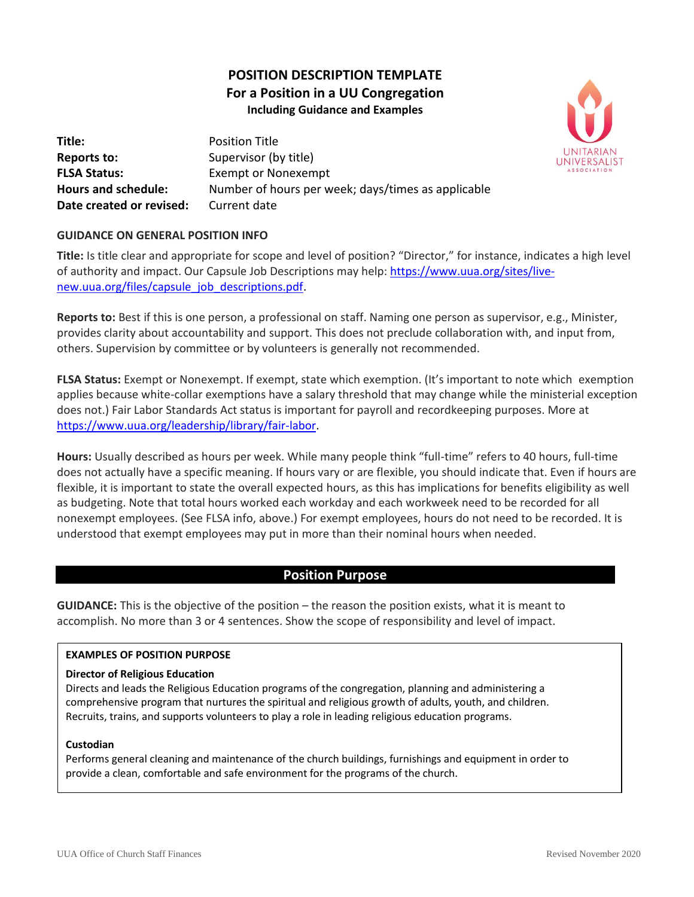# POSITION DESCRIPTION TEMPLATE
## For a Position in a UU Congregation
### Including Guidance and Examples

| | |
|---|---|
| **Title:** | Position Title |
| **Reports to:** | Supervisor (by title) |
| **FLSA Status:** | Exempt or Nonexempt |
| **Hours and schedule:** | Number of hours per week; days/times as applicable |
| **Date created or revised:** | Current date |

**GUIDANCE ON GENERAL POSITION INFO**

**Title:** Is title clear and appropriate for scope and level of position? "Director," for instance, indicates a high level of authority and impact. Our Capsule Job Descriptions may help: https://www.uua.org/sites/live-new.uua.org/files/capsule_job_descriptions.pdf.

**Reports to:** Best if this is one person, a professional on staff. Naming one person as supervisor, e.g., Minister, provides clarity about accountability and support. This does not preclude collaboration with, and input from, others. Supervision by committee or by volunteers is generally not recommended.

**FLSA Status:** Exempt or Nonexempt. If exempt, state which exemption. (It's important to note which exemption applies because white-collar exemptions have a salary threshold that may change while the ministerial exception does not.) Fair Labor Standards Act status is important for payroll and recordkeeping purposes. More at https://www.uua.org/leadership/library/fair-labor.

**Hours:** Usually described as hours per week. While many people think "full-time" refers to 40 hours, full-time does not actually have a specific meaning. If hours vary or are flexible, you should indicate that. Even if hours are flexible, it is important to state the overall expected hours, as this has implications for benefits eligibility as well as budgeting. Note that total hours worked each workday and each workweek need to be recorded for all nonexempt employees. (See FLSA info, above.) For exempt employees, hours do not need to be recorded. It is understood that exempt employees may put in more than their nominal hours when needed.

## Position Purpose

**GUIDANCE:** This is the objective of the position – the reason the position exists, what it is meant to accomplish. No more than 3 or 4 sentences. Show the scope of responsibility and level of impact.

**EXAMPLES OF POSITION PURPOSE**

**Director of Religious Education**
Directs and leads the Religious Education programs of the congregation, planning and administering a comprehensive program that nurtures the spiritual and religious growth of adults, youth, and children. Recruits, trains, and supports volunteers to play a role in leading religious education programs.

**Custodian**
Performs general cleaning and maintenance of the church buildings, furnishings and equipment in order to provide a clean, comfortable and safe environment for the programs of the church.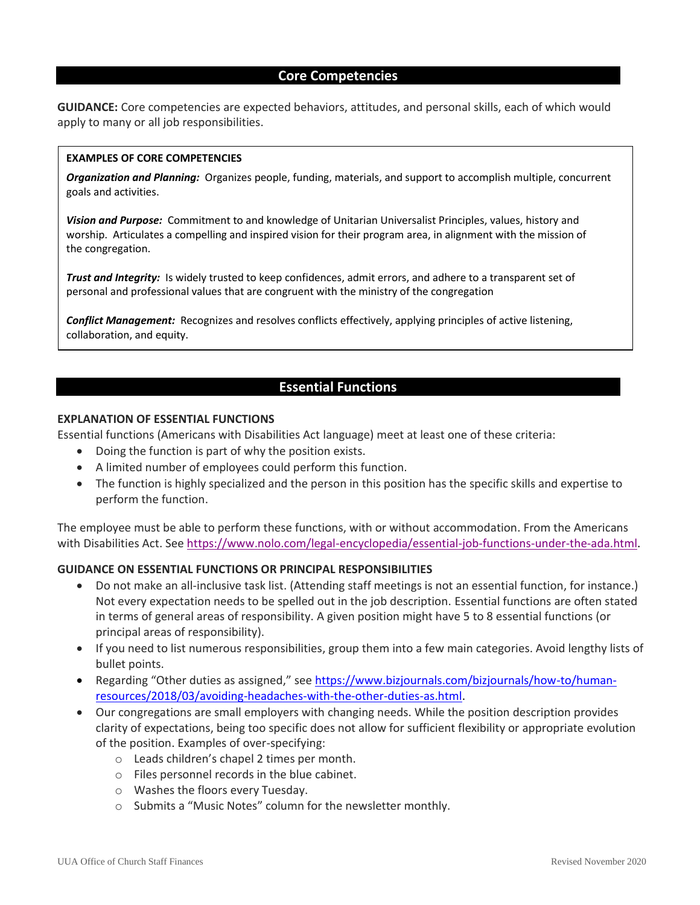## Core Competencies

**GUIDANCE:** Core competencies are expected behaviors, attitudes, and personal skills, each of which would apply to many or all job responsibilities.

> **EXAMPLES OF CORE COMPETENCIES**
>
> ***Organization and Planning:*** Organizes people, funding, materials, and support to accomplish multiple, concurrent goals and activities.
>
> ***Vision and Purpose:*** Commitment to and knowledge of Unitarian Universalist Principles, values, history and worship. Articulates a compelling and inspired vision for their program area, in alignment with the mission of the congregation.
>
> ***Trust and Integrity:*** Is widely trusted to keep confidences, admit errors, and adhere to a transparent set of personal and professional values that are congruent with the ministry of the congregation
>
> ***Conflict Management:*** Recognizes and resolves conflicts effectively, applying principles of active listening, collaboration, and equity.

## Essential Functions

**EXPLANATION OF ESSENTIAL FUNCTIONS**

Essential functions (Americans with Disabilities Act language) meet at least one of these criteria:

- Doing the function is part of why the position exists.
- A limited number of employees could perform this function.
- The function is highly specialized and the person in this position has the specific skills and expertise to perform the function.

The employee must be able to perform these functions, with or without accommodation. From the Americans with Disabilities Act. See https://www.nolo.com/legal-encyclopedia/essential-job-functions-under-the-ada.html.

**GUIDANCE ON ESSENTIAL FUNCTIONS OR PRINCIPAL RESPONSIBILITIES**

- Do not make an all-inclusive task list. (Attending staff meetings is not an essential function, for instance.) Not every expectation needs to be spelled out in the job description. Essential functions are often stated in terms of general areas of responsibility. A given position might have 5 to 8 essential functions (or principal areas of responsibility).
- If you need to list numerous responsibilities, group them into a few main categories. Avoid lengthy lists of bullet points.
- Regarding "Other duties as assigned," see https://www.bizjournals.com/bizjournals/how-to/human-resources/2018/03/avoiding-headaches-with-the-other-duties-as.html.
- Our congregations are small employers with changing needs. While the position description provides clarity of expectations, being too specific does not allow for sufficient flexibility or appropriate evolution of the position. Examples of over-specifying:
  - Leads children's chapel 2 times per month.
  - Files personnel records in the blue cabinet.
  - Washes the floors every Tuesday.
  - Submits a "Music Notes" column for the newsletter monthly.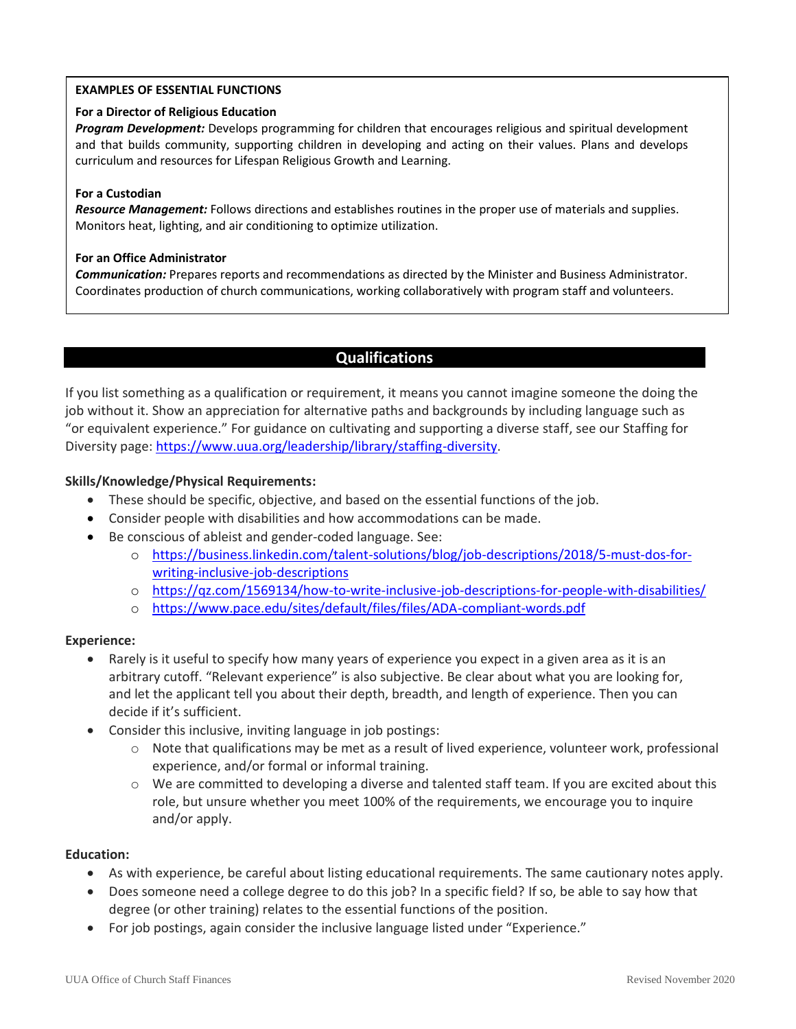**EXAMPLES OF ESSENTIAL FUNCTIONS**

**For a Director of Religious Education**
***Program Development:*** Develops programming for children that encourages religious and spiritual development and that builds community, supporting children in developing and acting on their values. Plans and develops curriculum and resources for Lifespan Religious Growth and Learning.

**For a Custodian**
***Resource Management:*** Follows directions and establishes routines in the proper use of materials and supplies. Monitors heat, lighting, and air conditioning to optimize utilization.

**For an Office Administrator**
***Communication:*** Prepares reports and recommendations as directed by the Minister and Business Administrator. Coordinates production of church communications, working collaboratively with program staff and volunteers.

## Qualifications

If you list something as a qualification or requirement, it means you cannot imagine someone the doing the job without it. Show an appreciation for alternative paths and backgrounds by including language such as "or equivalent experience." For guidance on cultivating and supporting a diverse staff, see our Staffing for Diversity page: https://www.uua.org/leadership/library/staffing-diversity.

**Skills/Knowledge/Physical Requirements:**

- These should be specific, objective, and based on the essential functions of the job.
- Consider people with disabilities and how accommodations can be made.
- Be conscious of ableist and gender-coded language. See:
  - https://business.linkedin.com/talent-solutions/blog/job-descriptions/2018/5-must-dos-for-writing-inclusive-job-descriptions
  - https://qz.com/1569134/how-to-write-inclusive-job-descriptions-for-people-with-disabilities/
  - https://www.pace.edu/sites/default/files/files/ADA-compliant-words.pdf

**Experience:**

- Rarely is it useful to specify how many years of experience you expect in a given area as it is an arbitrary cutoff. "Relevant experience" is also subjective. Be clear about what you are looking for, and let the applicant tell you about their depth, breadth, and length of experience. Then you can decide if it's sufficient.
- Consider this inclusive, inviting language in job postings:
  - Note that qualifications may be met as a result of lived experience, volunteer work, professional experience, and/or formal or informal training.
  - We are committed to developing a diverse and talented staff team. If you are excited about this role, but unsure whether you meet 100% of the requirements, we encourage you to inquire and/or apply.

**Education:**

- As with experience, be careful about listing educational requirements. The same cautionary notes apply.
- Does someone need a college degree to do this job? In a specific field? If so, be able to say how that degree (or other training) relates to the essential functions of the position.
- For job postings, again consider the inclusive language listed under "Experience."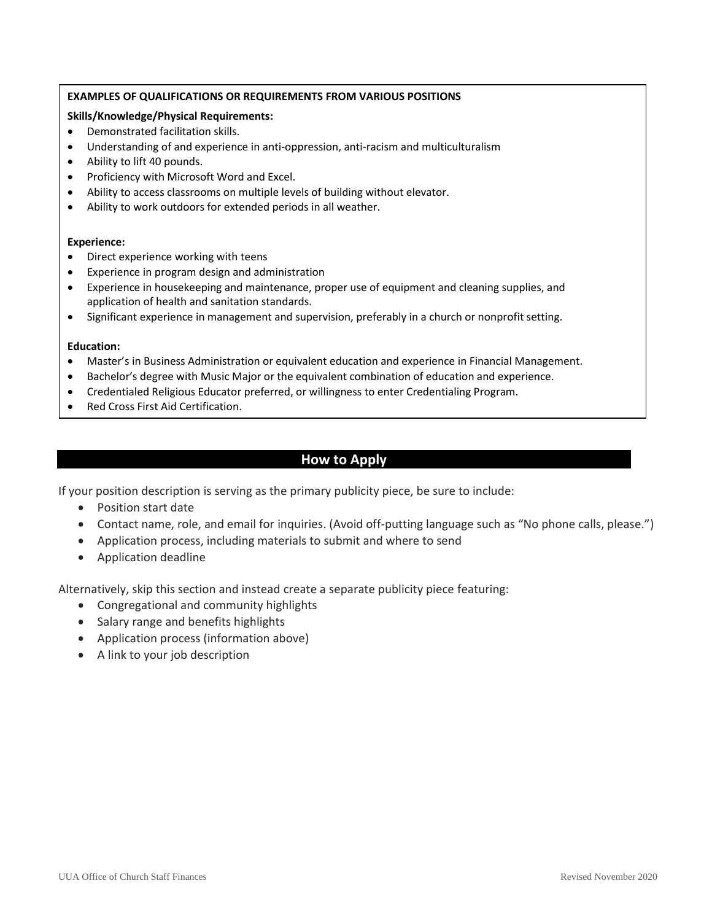**EXAMPLES OF QUALIFICATIONS OR REQUIREMENTS FROM VARIOUS POSITIONS**

**Skills/Knowledge/Physical Requirements:**

- Demonstrated facilitation skills.
- Understanding of and experience in anti-oppression, anti-racism and multiculturalism
- Ability to lift 40 pounds.
- Proficiency with Microsoft Word and Excel.
- Ability to access classrooms on multiple levels of building without elevator.
- Ability to work outdoors for extended periods in all weather.

**Experience:**

- Direct experience working with teens
- Experience in program design and administration
- Experience in housekeeping and maintenance, proper use of equipment and cleaning supplies, and application of health and sanitation standards.
- Significant experience in management and supervision, preferably in a church or nonprofit setting.

**Education:**

- Master's in Business Administration or equivalent education and experience in Financial Management.
- Bachelor's degree with Music Major or the equivalent combination of education and experience.
- Credentialed Religious Educator preferred, or willingness to enter Credentialing Program.
- Red Cross First Aid Certification.

## How to Apply

If your position description is serving as the primary publicity piece, be sure to include:

- Position start date
- Contact name, role, and email for inquiries. (Avoid off-putting language such as "No phone calls, please.")
- Application process, including materials to submit and where to send
- Application deadline

Alternatively, skip this section and instead create a separate publicity piece featuring:

- Congregational and community highlights
- Salary range and benefits highlights
- Application process (information above)
- A link to your job description